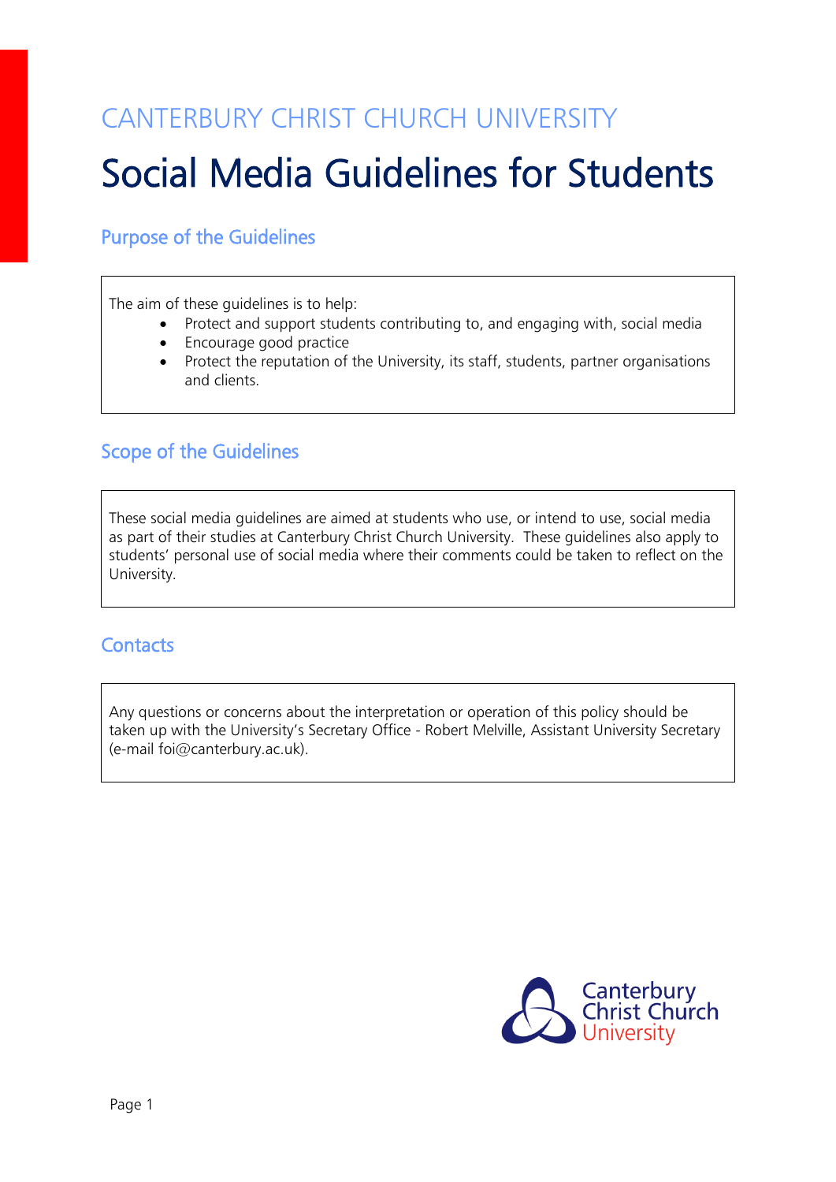CANTERBURY CHRIST CHURCH UNIVERSITY

# Social Media Guidelines for Students

## Purpose of the Guidelines

The aim of these guidelines is to help:

- Protect and support students contributing to, and engaging with, social media
- Encourage good practice
- Protect the reputation of the University, its staff, students, partner organisations and clients.

## Scope of the Guidelines

These social media guidelines are aimed at students who use, or intend to use, social media as part of their studies at Canterbury Christ Church University. These guidelines also apply to students' personal use of social media where their comments could be taken to reflect on the University.

## Contacts

Any questions or concerns about the interpretation or operation of this policy should be taken up with the University's Secretary Office - Robert Melville, Assistant University Secretary (e-mail foi@canterbury.ac.uk).

Canterbury Christ Church University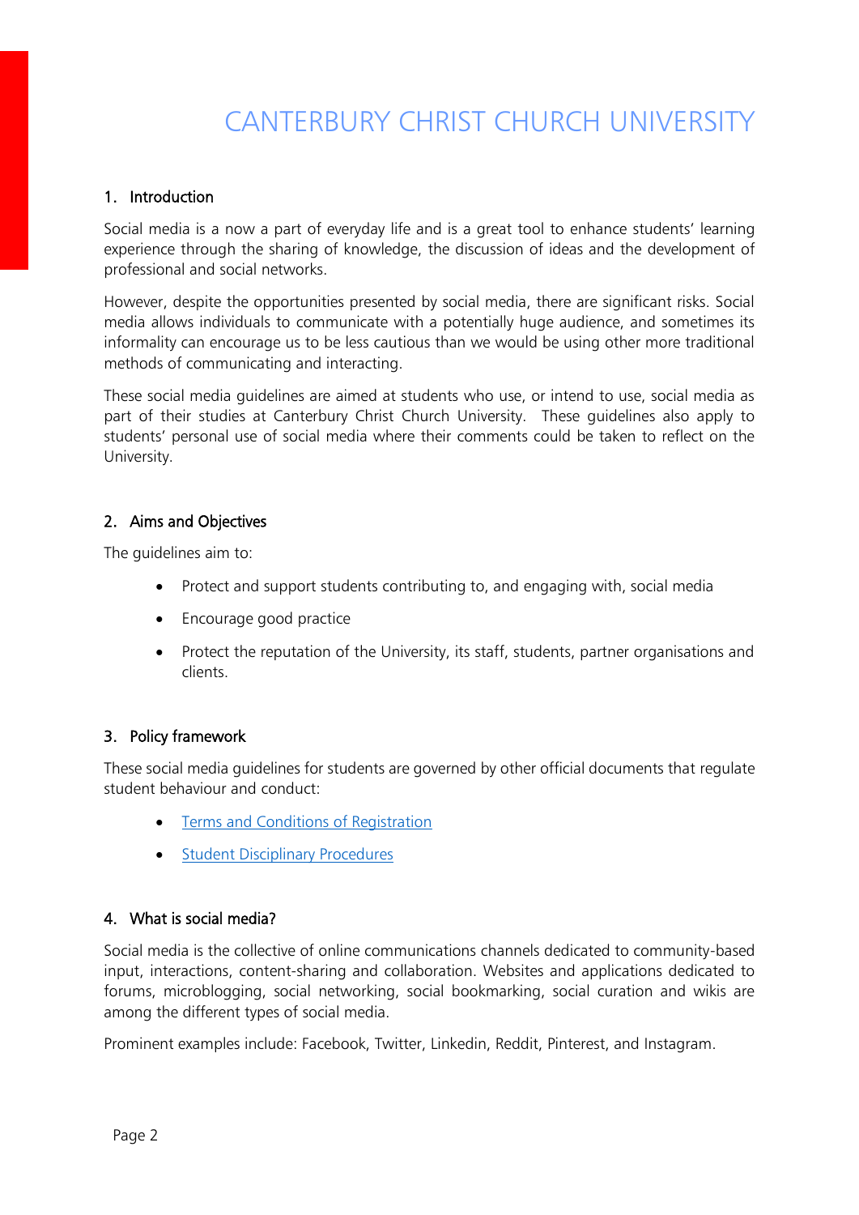# CANTERBURY CHRIST CHURCH UNIVERSITY

## 1. Introduction

Social media is a now a part of everyday life and is a great tool to enhance students' learning experience through the sharing of knowledge, the discussion of ideas and the development of professional and social networks.

However, despite the opportunities presented by social media, there are significant risks. Social media allows individuals to communicate with a potentially huge audience, and sometimes its informality can encourage us to be less cautious than we would be using other more traditional methods of communicating and interacting.

These social media guidelines are aimed at students who use, or intend to use, social media as part of their studies at Canterbury Christ Church University. These guidelines also apply to students' personal use of social media where their comments could be taken to reflect on the University.

## 2. Aims and Objectives

The guidelines aim to:

- Protect and support students contributing to, and engaging with, social media
- Encourage good practice
- Protect the reputation of the University, its staff, students, partner organisations and clients.

## 3. Policy framework

These social media guidelines for students are governed by other official documents that regulate student behaviour and conduct:

- Terms and Conditions of Registration
- Student Disciplinary Procedures

## 4. What is social media?

Social media is the collective of online communications channels dedicated to community-based input, interactions, content-sharing and collaboration. Websites and applications dedicated to forums, microblogging, social networking, social bookmarking, social curation and wikis are among the different types of social media.

Prominent examples include: Facebook, Twitter, Linkedin, Reddit, Pinterest, and Instagram.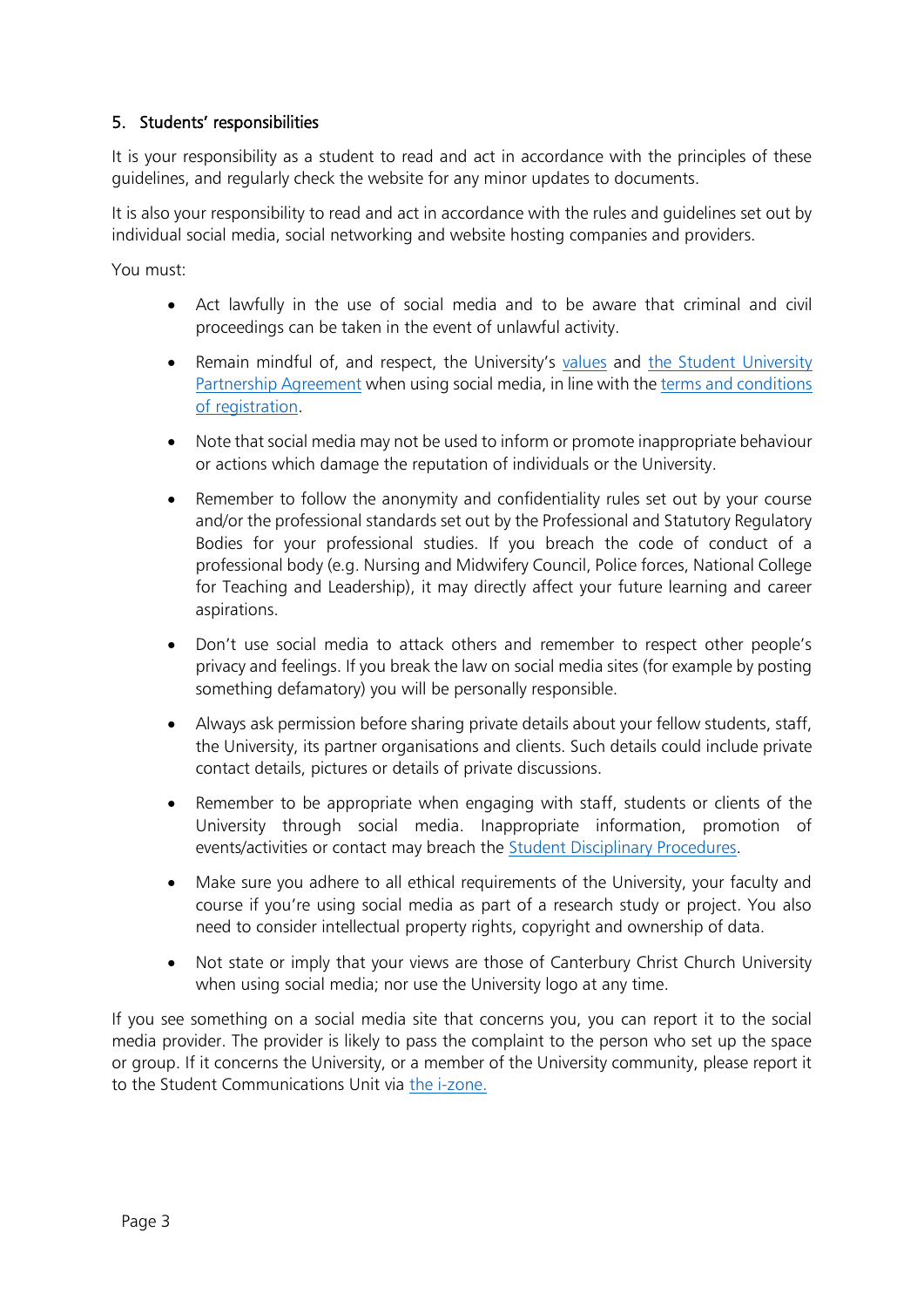## 5. Students' responsibilities

It is your responsibility as a student to read and act in accordance with the principles of these guidelines, and regularly check the website for any minor updates to documents.

It is also your responsibility to read and act in accordance with the rules and guidelines set out by individual social media, social networking and website hosting companies and providers.

You must:

- Act lawfully in the use of social media and to be aware that criminal and civil proceedings can be taken in the event of unlawful activity.
- Remain mindful of, and respect, the University's values and the Student University Partnership Agreement when using social media, in line with the terms and conditions of registration.
- Note that social media may not be used to inform or promote inappropriate behaviour or actions which damage the reputation of individuals or the University.
- Remember to follow the anonymity and confidentiality rules set out by your course and/or the professional standards set out by the Professional and Statutory Regulatory Bodies for your professional studies. If you breach the code of conduct of a professional body (e.g. Nursing and Midwifery Council, Police forces, National College for Teaching and Leadership), it may directly affect your future learning and career aspirations.
- Don't use social media to attack others and remember to respect other people's privacy and feelings. If you break the law on social media sites (for example by posting something defamatory) you will be personally responsible.
- Always ask permission before sharing private details about your fellow students, staff, the University, its partner organisations and clients. Such details could include private contact details, pictures or details of private discussions.
- Remember to be appropriate when engaging with staff, students or clients of the University through social media. Inappropriate information, promotion of events/activities or contact may breach the Student Disciplinary Procedures.
- Make sure you adhere to all ethical requirements of the University, your faculty and course if you're using social media as part of a research study or project. You also need to consider intellectual property rights, copyright and ownership of data.
- Not state or imply that your views are those of Canterbury Christ Church University when using social media; nor use the University logo at any time.

If you see something on a social media site that concerns you, you can report it to the social media provider. The provider is likely to pass the complaint to the person who set up the space or group. If it concerns the University, or a member of the University community, please report it to the Student Communications Unit via the i-zone.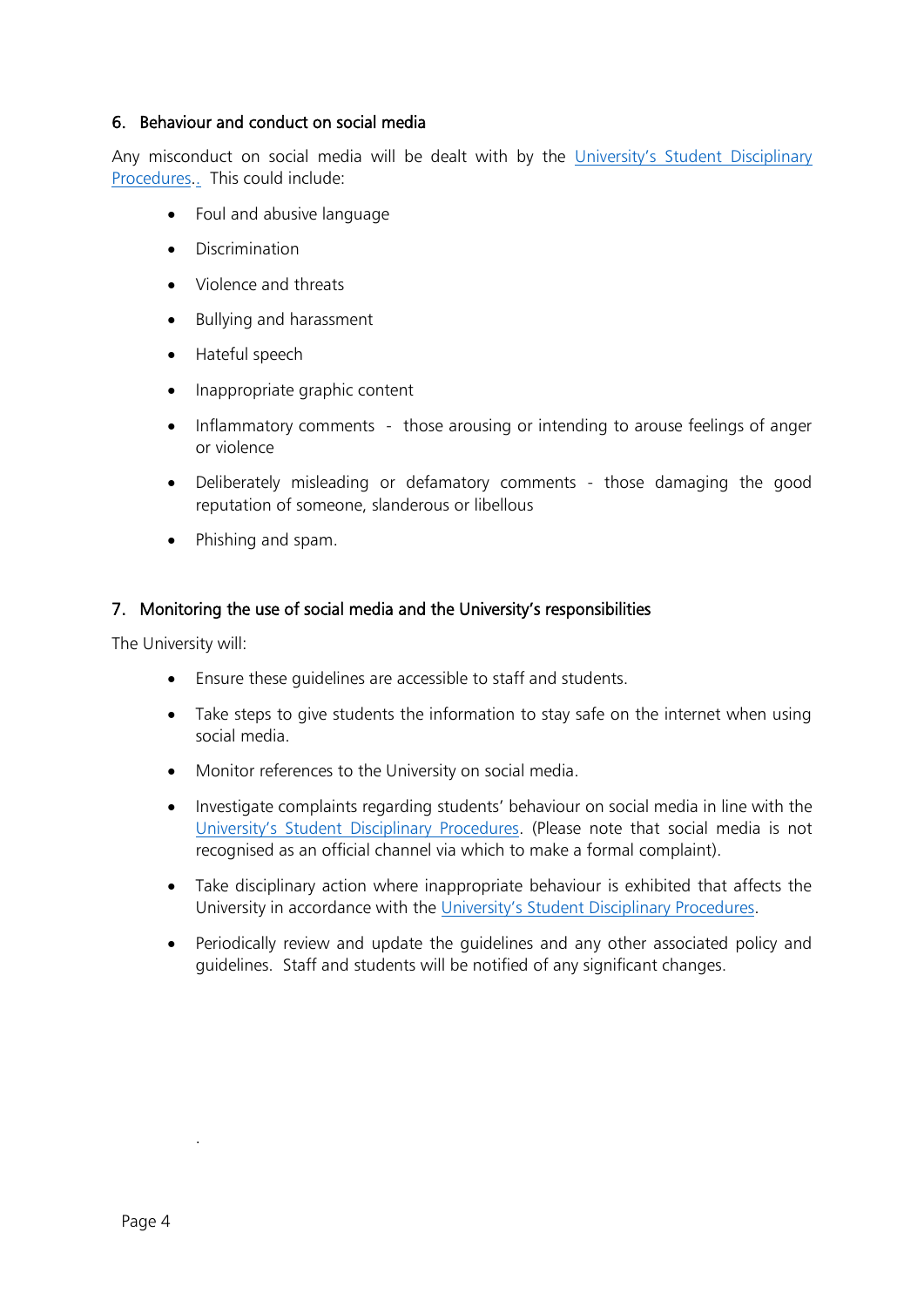## 6. Behaviour and conduct on social media

Any misconduct on social media will be dealt with by the [University's Student Disciplinary Procedures.](). This could include:

- Foul and abusive language
- Discrimination
- Violence and threats
- Bullying and harassment
- Hateful speech
- Inappropriate graphic content
- Inflammatory comments - those arousing or intending to arouse feelings of anger or violence
- Deliberately misleading or defamatory comments - those damaging the good reputation of someone, slanderous or libellous
- Phishing and spam.

## 7. Monitoring the use of social media and the University's responsibilities

The University will:

- Ensure these guidelines are accessible to staff and students.
- Take steps to give students the information to stay safe on the internet when using social media.
- Monitor references to the University on social media.
- Investigate complaints regarding students' behaviour on social media in line with the [University's Student Disciplinary Procedures](). (Please note that social media is not recognised as an official channel via which to make a formal complaint).
- Take disciplinary action where inappropriate behaviour is exhibited that affects the University in accordance with the [University's Student Disciplinary Procedures]().
- Periodically review and update the guidelines and any other associated policy and guidelines. Staff and students will be notified of any significant changes.

.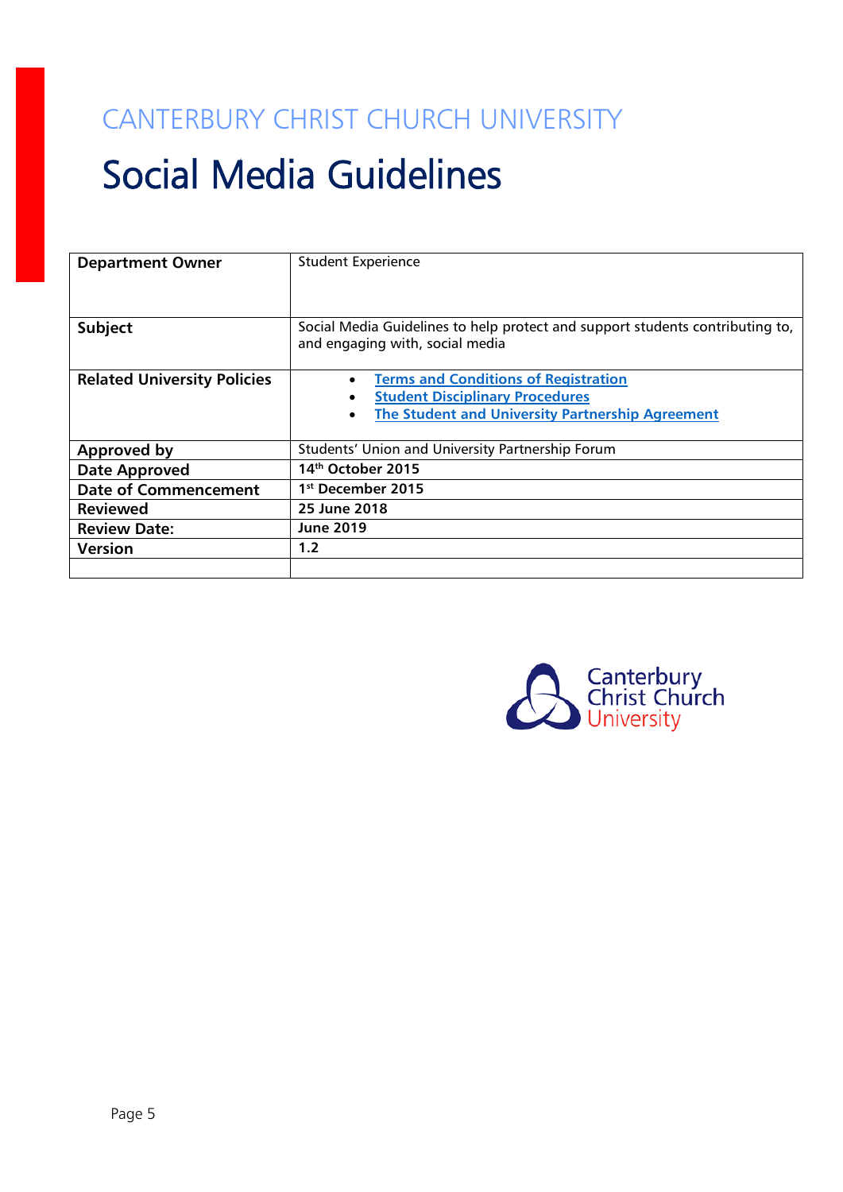CANTERBURY CHRIST CHURCH UNIVERSITY

# Social Media Guidelines

| | |
|---|---|
| **Department Owner** | Student Experience |
| **Subject** | Social Media Guidelines to help protect and support students contributing to, and engaging with, social media |
| **Related University Policies** | • **Terms and Conditions of Registration**<br>• **Student Disciplinary Procedures**<br>• **The Student and University Partnership Agreement** |
| **Approved by** | Students' Union and University Partnership Forum |
| **Date Approved** | **14th October 2015** |
| **Date of Commencement** | **1st December 2015** |
| **Reviewed** | **25 June 2018** |
| **Review Date:** | **June 2019** |
| **Version** | **1.2** |
| | |

Canterbury Christ Church University